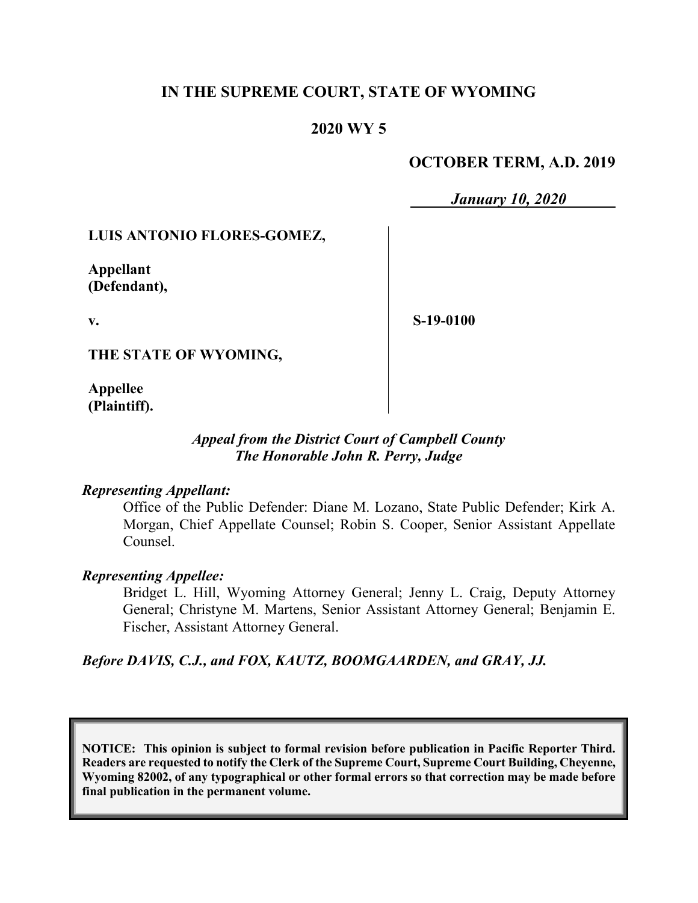**IN THE SUPREME COURT, STATE OF WYOMING**

**2020 WY 5**

**OCTOBER TERM, A.D. 2019**

***January 10, 2020***

**LUIS ANTONIO FLORES-GOMEZ,**

**Appellant (Defendant),**

**v.**

**THE STATE OF WYOMING,**

**Appellee (Plaintiff).**

**S-19-0100**

***Appeal from the District Court of Campbell County***
***The Honorable John R. Perry, Judge***

***Representing Appellant:***

Office of the Public Defender: Diane M. Lozano, State Public Defender; Kirk A. Morgan, Chief Appellate Counsel; Robin S. Cooper, Senior Assistant Appellate Counsel.

***Representing Appellee:***

Bridget L. Hill, Wyoming Attorney General; Jenny L. Craig, Deputy Attorney General; Christyne M. Martens, Senior Assistant Attorney General; Benjamin E. Fischer, Assistant Attorney General.

***Before DAVIS, C.J., and FOX, KAUTZ, BOOMGAARDEN, and GRAY, JJ.***

**NOTICE: This opinion is subject to formal revision before publication in Pacific Reporter Third. Readers are requested to notify the Clerk of the Supreme Court, Supreme Court Building, Cheyenne, Wyoming 82002, of any typographical or other formal errors so that correction may be made before final publication in the permanent volume.**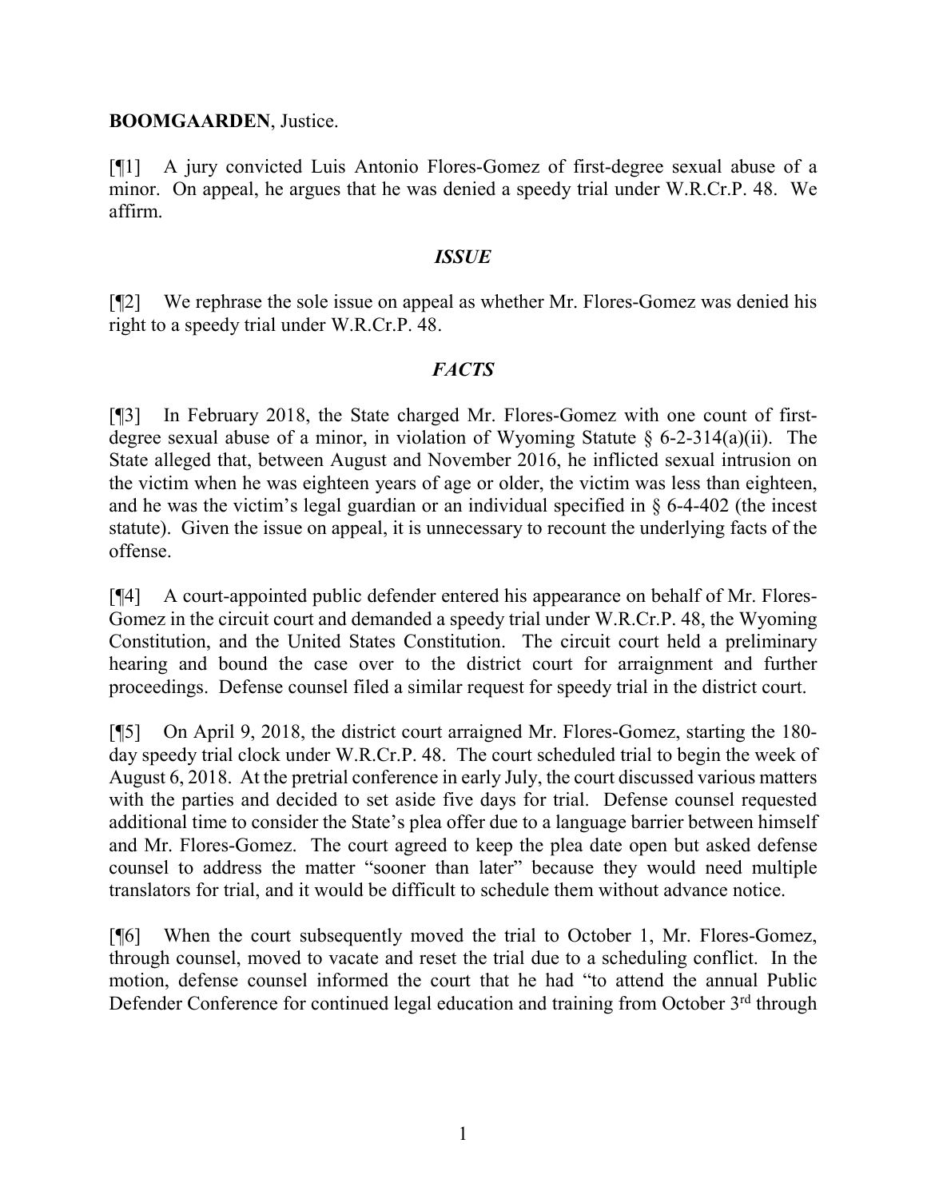**BOOMGAARDEN**, Justice.

[¶1] A jury convicted Luis Antonio Flores-Gomez of first-degree sexual abuse of a minor. On appeal, he argues that he was denied a speedy trial under W.R.Cr.P. 48. We affirm.

## *ISSUE*

[¶2] We rephrase the sole issue on appeal as whether Mr. Flores-Gomez was denied his right to a speedy trial under W.R.Cr.P. 48.

## *FACTS*

[¶3] In February 2018, the State charged Mr. Flores-Gomez with one count of first-degree sexual abuse of a minor, in violation of Wyoming Statute § 6-2-314(a)(ii). The State alleged that, between August and November 2016, he inflicted sexual intrusion on the victim when he was eighteen years of age or older, the victim was less than eighteen, and he was the victim's legal guardian or an individual specified in § 6-4-402 (the incest statute). Given the issue on appeal, it is unnecessary to recount the underlying facts of the offense.

[¶4] A court-appointed public defender entered his appearance on behalf of Mr. Flores-Gomez in the circuit court and demanded a speedy trial under W.R.Cr.P. 48, the Wyoming Constitution, and the United States Constitution. The circuit court held a preliminary hearing and bound the case over to the district court for arraignment and further proceedings. Defense counsel filed a similar request for speedy trial in the district court.

[¶5] On April 9, 2018, the district court arraigned Mr. Flores-Gomez, starting the 180-day speedy trial clock under W.R.Cr.P. 48. The court scheduled trial to begin the week of August 6, 2018. At the pretrial conference in early July, the court discussed various matters with the parties and decided to set aside five days for trial. Defense counsel requested additional time to consider the State's plea offer due to a language barrier between himself and Mr. Flores-Gomez. The court agreed to keep the plea date open but asked defense counsel to address the matter "sooner than later" because they would need multiple translators for trial, and it would be difficult to schedule them without advance notice.

[¶6] When the court subsequently moved the trial to October 1, Mr. Flores-Gomez, through counsel, moved to vacate and reset the trial due to a scheduling conflict. In the motion, defense counsel informed the court that he had "to attend the annual Public Defender Conference for continued legal education and training from October 3rd through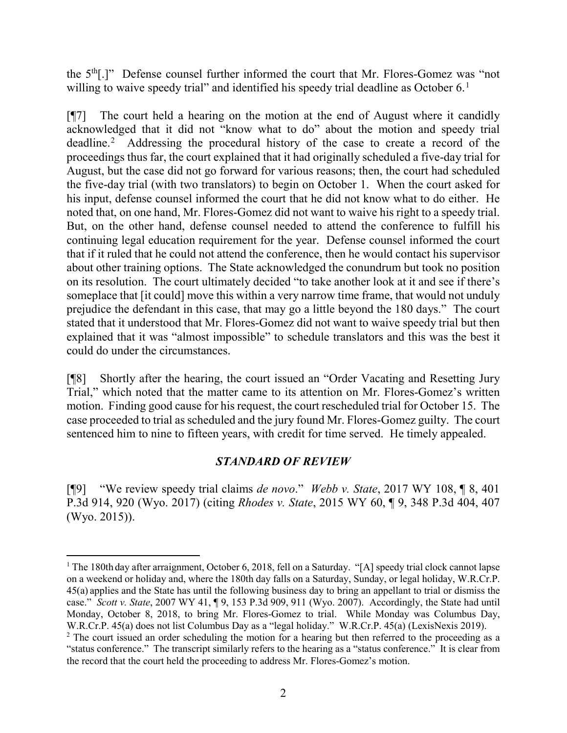the 5th[.]" Defense counsel further informed the court that Mr. Flores-Gomez was "not willing to waive speedy trial" and identified his speedy trial deadline as October 6.[1]

[¶7] The court held a hearing on the motion at the end of August where it candidly acknowledged that it did not "know what to do" about the motion and speedy trial deadline.[2] Addressing the procedural history of the case to create a record of the proceedings thus far, the court explained that it had originally scheduled a five-day trial for August, but the case did not go forward for various reasons; then, the court had scheduled the five-day trial (with two translators) to begin on October 1. When the court asked for his input, defense counsel informed the court that he did not know what to do either. He noted that, on one hand, Mr. Flores-Gomez did not want to waive his right to a speedy trial. But, on the other hand, defense counsel needed to attend the conference to fulfill his continuing legal education requirement for the year. Defense counsel informed the court that if it ruled that he could not attend the conference, then he would contact his supervisor about other training options. The State acknowledged the conundrum but took no position on its resolution. The court ultimately decided "to take another look at it and see if there's someplace that [it could] move this within a very narrow time frame, that would not unduly prejudice the defendant in this case, that may go a little beyond the 180 days." The court stated that it understood that Mr. Flores-Gomez did not want to waive speedy trial but then explained that it was "almost impossible" to schedule translators and this was the best it could do under the circumstances.

[¶8] Shortly after the hearing, the court issued an "Order Vacating and Resetting Jury Trial," which noted that the matter came to its attention on Mr. Flores-Gomez's written motion. Finding good cause for his request, the court rescheduled trial for October 15. The case proceeded to trial as scheduled and the jury found Mr. Flores-Gomez guilty. The court sentenced him to nine to fifteen years, with credit for time served. He timely appealed.

### *STANDARD OF REVIEW*

[¶9] "We review speedy trial claims *de novo*." *Webb v. State*, 2017 WY 108, ¶ 8, 401 P.3d 914, 920 (Wyo. 2017) (citing *Rhodes v. State*, 2015 WY 60, ¶ 9, 348 P.3d 404, 407 (Wyo. 2015)).

---

[1] The 180th day after arraignment, October 6, 2018, fell on a Saturday. "[A] speedy trial clock cannot lapse on a weekend or holiday and, where the 180th day falls on a Saturday, Sunday, or legal holiday, W.R.Cr.P. 45(a) applies and the State has until the following business day to bring an appellant to trial or dismiss the case." *Scott v. State*, 2007 WY 41, ¶ 9, 153 P.3d 909, 911 (Wyo. 2007). Accordingly, the State had until Monday, October 8, 2018, to bring Mr. Flores-Gomez to trial. While Monday was Columbus Day, W.R.Cr.P. 45(a) does not list Columbus Day as a "legal holiday." W.R.Cr.P. 45(a) (LexisNexis 2019).

[2] The court issued an order scheduling the motion for a hearing but then referred to the proceeding as a "status conference." The transcript similarly refers to the hearing as a "status conference." It is clear from the record that the court held the proceeding to address Mr. Flores-Gomez's motion.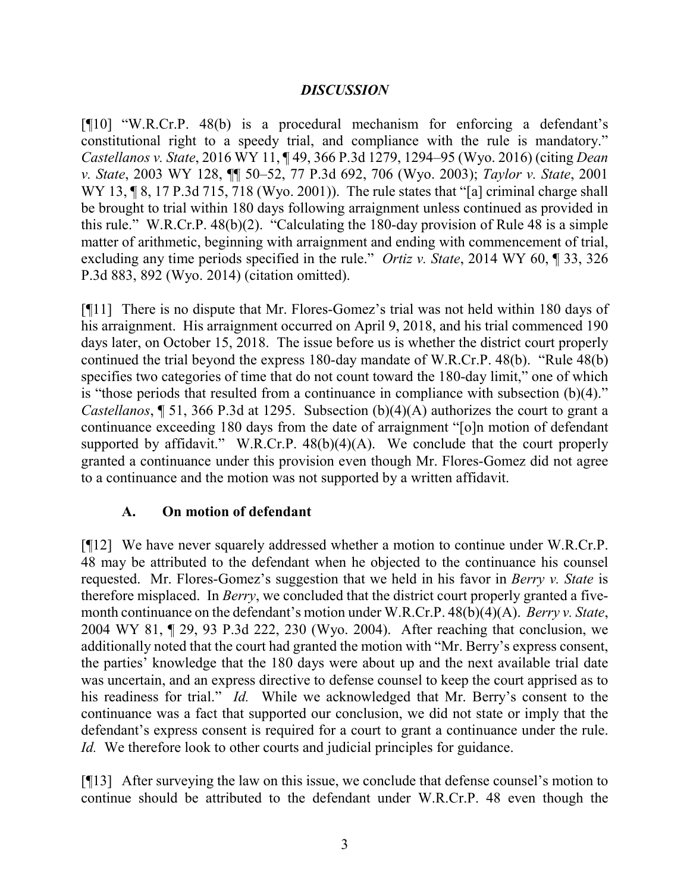### *DISCUSSION*

[¶10] "W.R.Cr.P. 48(b) is a procedural mechanism for enforcing a defendant's constitutional right to a speedy trial, and compliance with the rule is mandatory." *Castellanos v. State*, 2016 WY 11, ¶ 49, 366 P.3d 1279, 1294–95 (Wyo. 2016) (citing *Dean v. State*, 2003 WY 128, ¶¶ 50–52, 77 P.3d 692, 706 (Wyo. 2003); *Taylor v. State*, 2001 WY 13, ¶ 8, 17 P.3d 715, 718 (Wyo. 2001)). The rule states that "[a] criminal charge shall be brought to trial within 180 days following arraignment unless continued as provided in this rule." W.R.Cr.P. 48(b)(2). "Calculating the 180-day provision of Rule 48 is a simple matter of arithmetic, beginning with arraignment and ending with commencement of trial, excluding any time periods specified in the rule." *Ortiz v. State*, 2014 WY 60, ¶ 33, 326 P.3d 883, 892 (Wyo. 2014) (citation omitted).

[¶11] There is no dispute that Mr. Flores-Gomez's trial was not held within 180 days of his arraignment. His arraignment occurred on April 9, 2018, and his trial commenced 190 days later, on October 15, 2018. The issue before us is whether the district court properly continued the trial beyond the express 180-day mandate of W.R.Cr.P. 48(b). "Rule 48(b) specifies two categories of time that do not count toward the 180-day limit," one of which is "those periods that resulted from a continuance in compliance with subsection (b)(4)." *Castellanos*, ¶ 51, 366 P.3d at 1295. Subsection (b)(4)(A) authorizes the court to grant a continuance exceeding 180 days from the date of arraignment "[o]n motion of defendant supported by affidavit." W.R.Cr.P. 48(b)(4)(A). We conclude that the court properly granted a continuance under this provision even though Mr. Flores-Gomez did not agree to a continuance and the motion was not supported by a written affidavit.

#### A. On motion of defendant

[¶12] We have never squarely addressed whether a motion to continue under W.R.Cr.P. 48 may be attributed to the defendant when he objected to the continuance his counsel requested. Mr. Flores-Gomez's suggestion that we held in his favor in *Berry v. State* is therefore misplaced. In *Berry*, we concluded that the district court properly granted a five-month continuance on the defendant's motion under W.R.Cr.P. 48(b)(4)(A). *Berry v. State*, 2004 WY 81, ¶ 29, 93 P.3d 222, 230 (Wyo. 2004). After reaching that conclusion, we additionally noted that the court had granted the motion with "Mr. Berry's express consent, the parties' knowledge that the 180 days were about up and the next available trial date was uncertain, and an express directive to defense counsel to keep the court apprised as to his readiness for trial." *Id.* While we acknowledged that Mr. Berry's consent to the continuance was a fact that supported our conclusion, we did not state or imply that the defendant's express consent is required for a court to grant a continuance under the rule. *Id.* We therefore look to other courts and judicial principles for guidance.

[¶13] After surveying the law on this issue, we conclude that defense counsel's motion to continue should be attributed to the defendant under W.R.Cr.P. 48 even though the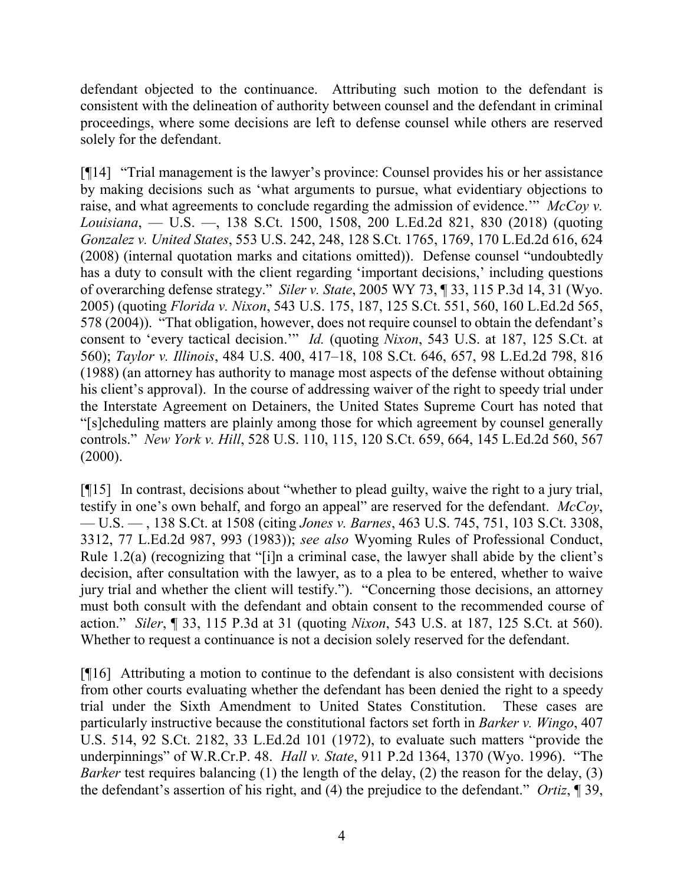defendant objected to the continuance. Attributing such motion to the defendant is consistent with the delineation of authority between counsel and the defendant in criminal proceedings, where some decisions are left to defense counsel while others are reserved solely for the defendant.

[¶14] "Trial management is the lawyer's province: Counsel provides his or her assistance by making decisions such as 'what arguments to pursue, what evidentiary objections to raise, and what agreements to conclude regarding the admission of evidence.'" *McCoy v. Louisiana*, — U.S. —, 138 S.Ct. 1500, 1508, 200 L.Ed.2d 821, 830 (2018) (quoting *Gonzalez v. United States*, 553 U.S. 242, 248, 128 S.Ct. 1765, 1769, 170 L.Ed.2d 616, 624 (2008) (internal quotation marks and citations omitted)). Defense counsel "undoubtedly has a duty to consult with the client regarding 'important decisions,' including questions of overarching defense strategy." *Siler v. State*, 2005 WY 73, ¶ 33, 115 P.3d 14, 31 (Wyo. 2005) (quoting *Florida v. Nixon*, 543 U.S. 175, 187, 125 S.Ct. 551, 560, 160 L.Ed.2d 565, 578 (2004)). "That obligation, however, does not require counsel to obtain the defendant's consent to 'every tactical decision.'" *Id.* (quoting *Nixon*, 543 U.S. at 187, 125 S.Ct. at 560); *Taylor v. Illinois*, 484 U.S. 400, 417–18, 108 S.Ct. 646, 657, 98 L.Ed.2d 798, 816 (1988) (an attorney has authority to manage most aspects of the defense without obtaining his client's approval). In the course of addressing waiver of the right to speedy trial under the Interstate Agreement on Detainers, the United States Supreme Court has noted that "[s]cheduling matters are plainly among those for which agreement by counsel generally controls." *New York v. Hill*, 528 U.S. 110, 115, 120 S.Ct. 659, 664, 145 L.Ed.2d 560, 567 (2000).

[¶15] In contrast, decisions about "whether to plead guilty, waive the right to a jury trial, testify in one's own behalf, and forgo an appeal" are reserved for the defendant. *McCoy*, — U.S. — , 138 S.Ct. at 1508 (citing *Jones v. Barnes*, 463 U.S. 745, 751, 103 S.Ct. 3308, 3312, 77 L.Ed.2d 987, 993 (1983)); *see also* Wyoming Rules of Professional Conduct, Rule 1.2(a) (recognizing that "[i]n a criminal case, the lawyer shall abide by the client's decision, after consultation with the lawyer, as to a plea to be entered, whether to waive jury trial and whether the client will testify."). "Concerning those decisions, an attorney must both consult with the defendant and obtain consent to the recommended course of action." *Siler*, ¶ 33, 115 P.3d at 31 (quoting *Nixon*, 543 U.S. at 187, 125 S.Ct. at 560). Whether to request a continuance is not a decision solely reserved for the defendant.

[¶16] Attributing a motion to continue to the defendant is also consistent with decisions from other courts evaluating whether the defendant has been denied the right to a speedy trial under the Sixth Amendment to United States Constitution. These cases are particularly instructive because the constitutional factors set forth in *Barker v. Wingo*, 407 U.S. 514, 92 S.Ct. 2182, 33 L.Ed.2d 101 (1972), to evaluate such matters "provide the underpinnings" of W.R.Cr.P. 48. *Hall v. State*, 911 P.2d 1364, 1370 (Wyo. 1996). "The *Barker* test requires balancing (1) the length of the delay, (2) the reason for the delay, (3) the defendant's assertion of his right, and (4) the prejudice to the defendant." *Ortiz*, ¶ 39,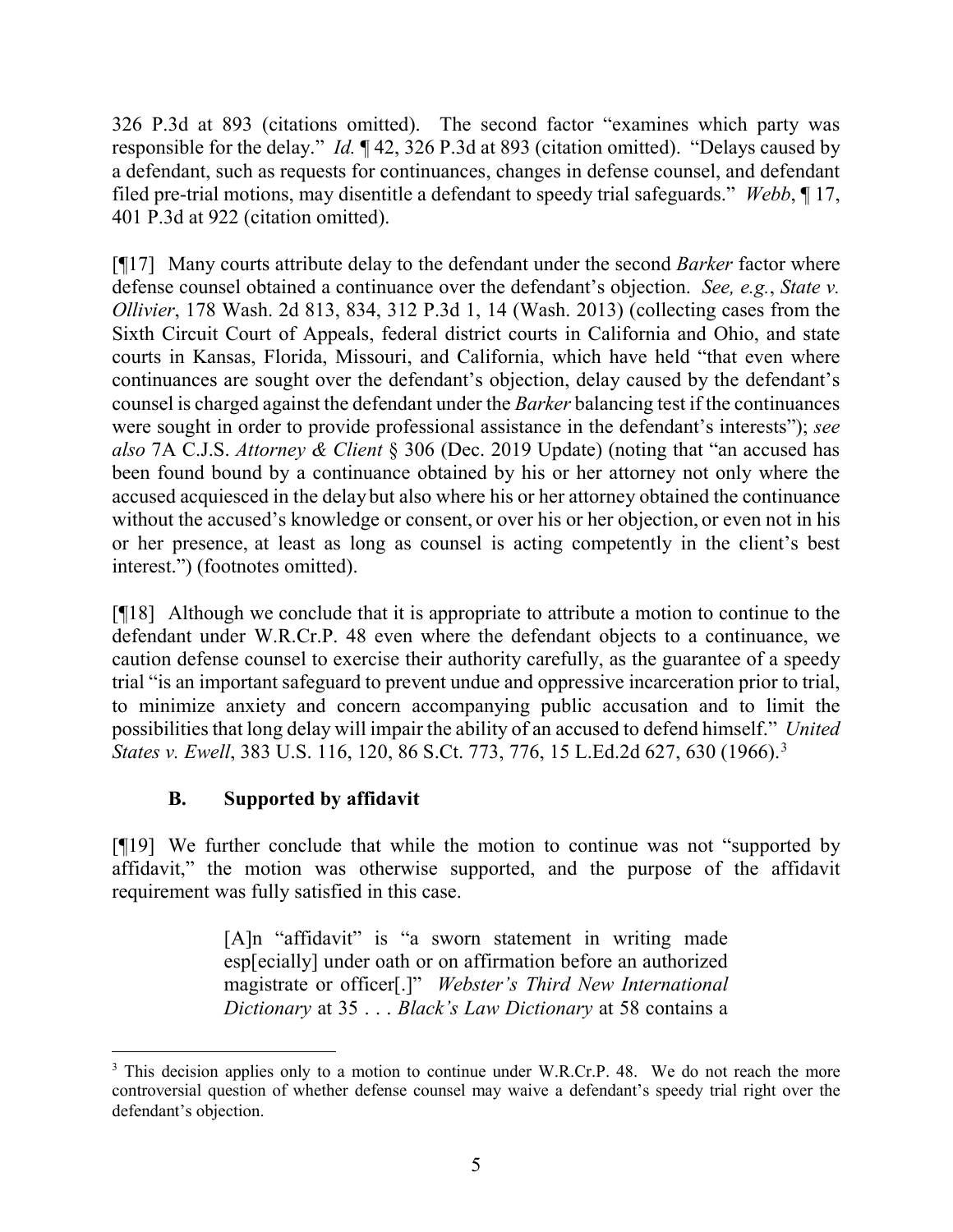326 P.3d at 893 (citations omitted). The second factor "examines which party was responsible for the delay." *Id.* ¶ 42, 326 P.3d at 893 (citation omitted). "Delays caused by a defendant, such as requests for continuances, changes in defense counsel, and defendant filed pre-trial motions, may disentitle a defendant to speedy trial safeguards." *Webb*, ¶ 17, 401 P.3d at 922 (citation omitted).

[¶17] Many courts attribute delay to the defendant under the second *Barker* factor where defense counsel obtained a continuance over the defendant's objection. *See, e.g.*, *State v. Ollivier*, 178 Wash. 2d 813, 834, 312 P.3d 1, 14 (Wash. 2013) (collecting cases from the Sixth Circuit Court of Appeals, federal district courts in California and Ohio, and state courts in Kansas, Florida, Missouri, and California, which have held "that even where continuances are sought over the defendant's objection, delay caused by the defendant's counsel is charged against the defendant under the *Barker* balancing test if the continuances were sought in order to provide professional assistance in the defendant's interests"); *see also* 7A C.J.S. *Attorney & Client* § 306 (Dec. 2019 Update) (noting that "an accused has been found bound by a continuance obtained by his or her attorney not only where the accused acquiesced in the delay but also where his or her attorney obtained the continuance without the accused's knowledge or consent, or over his or her objection, or even not in his or her presence, at least as long as counsel is acting competently in the client's best interest.") (footnotes omitted).

[¶18] Although we conclude that it is appropriate to attribute a motion to continue to the defendant under W.R.Cr.P. 48 even where the defendant objects to a continuance, we caution defense counsel to exercise their authority carefully, as the guarantee of a speedy trial "is an important safeguard to prevent undue and oppressive incarceration prior to trial, to minimize anxiety and concern accompanying public accusation and to limit the possibilities that long delay will impair the ability of an accused to defend himself." *United States v. Ewell*, 383 U.S. 116, 120, 86 S.Ct. 773, 776, 15 L.Ed.2d 627, 630 (1966).[3]

### B. Supported by affidavit

[¶19] We further conclude that while the motion to continue was not "supported by affidavit," the motion was otherwise supported, and the purpose of the affidavit requirement was fully satisfied in this case.

> [A]n "affidavit" is "a sworn statement in writing made esp[ecially] under oath or on affirmation before an authorized magistrate or officer[.]" *Webster's Third New International Dictionary* at 35 . . . *Black's Law Dictionary* at 58 contains a

---

[3] This decision applies only to a motion to continue under W.R.Cr.P. 48. We do not reach the more controversial question of whether defense counsel may waive a defendant's speedy trial right over the defendant's objection.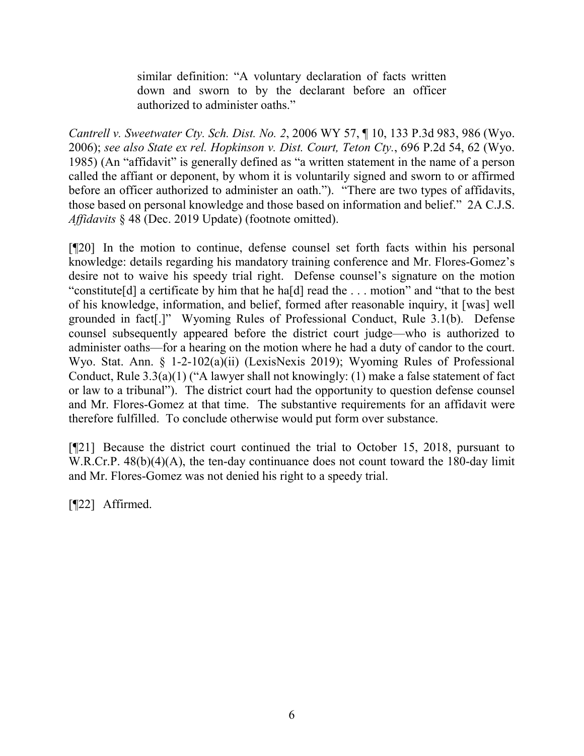> similar definition: "A voluntary declaration of facts written down and sworn to by the declarant before an officer authorized to administer oaths."

*Cantrell v. Sweetwater Cty. Sch. Dist. No. 2*, 2006 WY 57, ¶ 10, 133 P.3d 983, 986 (Wyo. 2006); *see also State ex rel. Hopkinson v. Dist. Court, Teton Cty.*, 696 P.2d 54, 62 (Wyo. 1985) (An "affidavit" is generally defined as "a written statement in the name of a person called the affiant or deponent, by whom it is voluntarily signed and sworn to or affirmed before an officer authorized to administer an oath."). "There are two types of affidavits, those based on personal knowledge and those based on information and belief." 2A C.J.S. *Affidavits* § 48 (Dec. 2019 Update) (footnote omitted).

[¶20] In the motion to continue, defense counsel set forth facts within his personal knowledge: details regarding his mandatory training conference and Mr. Flores-Gomez's desire not to waive his speedy trial right. Defense counsel's signature on the motion "constitute[d] a certificate by him that he ha[d] read the . . . motion" and "that to the best of his knowledge, information, and belief, formed after reasonable inquiry, it [was] well grounded in fact[.]" Wyoming Rules of Professional Conduct, Rule 3.1(b). Defense counsel subsequently appeared before the district court judge—who is authorized to administer oaths—for a hearing on the motion where he had a duty of candor to the court. Wyo. Stat. Ann. § 1-2-102(a)(ii) (LexisNexis 2019); Wyoming Rules of Professional Conduct, Rule 3.3(a)(1) ("A lawyer shall not knowingly: (1) make a false statement of fact or law to a tribunal"). The district court had the opportunity to question defense counsel and Mr. Flores-Gomez at that time. The substantive requirements for an affidavit were therefore fulfilled. To conclude otherwise would put form over substance.

[¶21] Because the district court continued the trial to October 15, 2018, pursuant to W.R.Cr.P. 48(b)(4)(A), the ten-day continuance does not count toward the 180-day limit and Mr. Flores-Gomez was not denied his right to a speedy trial.

[¶22] Affirmed.